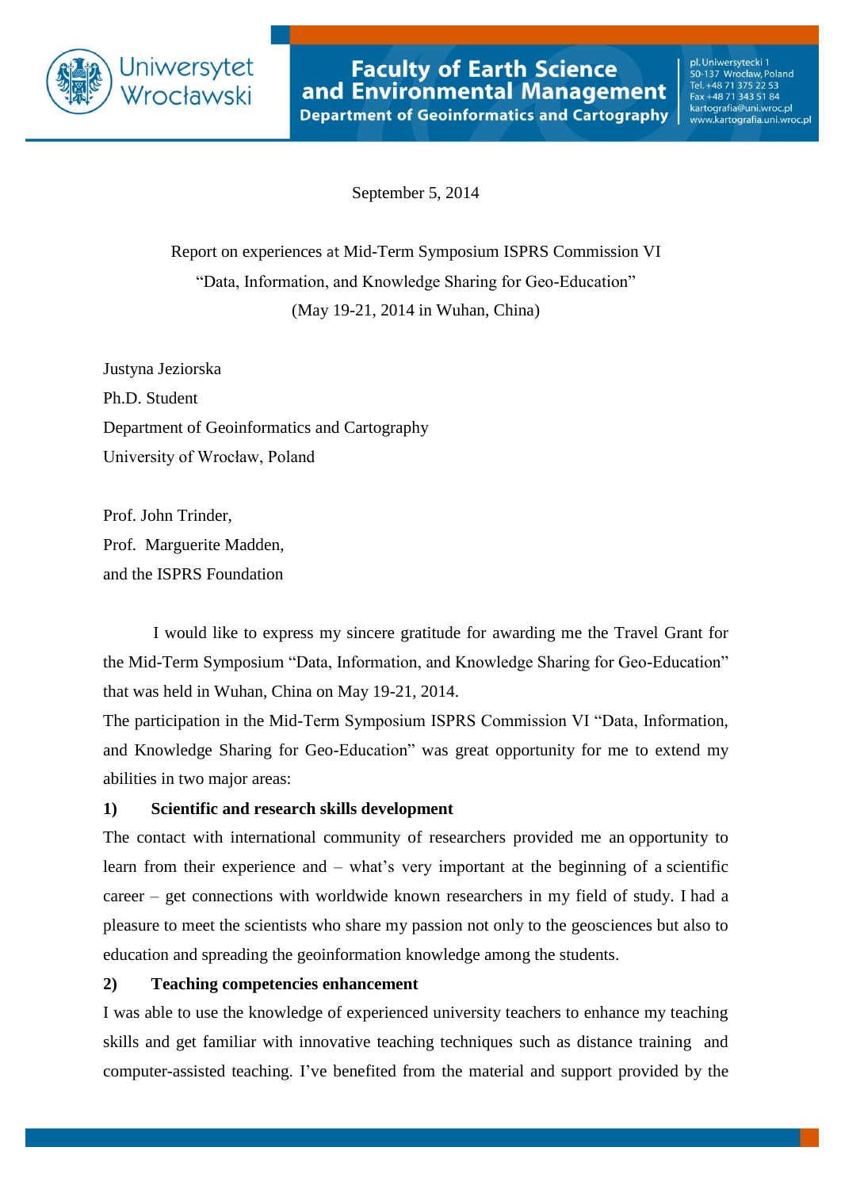**Uniwersytet Wrocławski**

**Faculty of Earth Science and Environmental Management**
**Department of Geoinformatics and Cartography**

pl. Uniwersytecki 1
50-137 Wrocław, Poland
Tel. +48 71 375 22 53
Fax +48 71 343 51 84
kartografia@uni.wroc.pl
www.kartografia.uni.wroc.pl

September 5, 2014

Report on experiences at Mid-Term Symposium ISPRS Commission VI
"Data, Information, and Knowledge Sharing for Geo-Education"
(May 19-21, 2014 in Wuhan, China)

Justyna Jeziorska
Ph.D. Student
Department of Geoinformatics and Cartography
University of Wrocław, Poland

Prof. John Trinder,
Prof. Marguerite Madden,
and the ISPRS Foundation

I would like to express my sincere gratitude for awarding me the Travel Grant for the Mid-Term Symposium "Data, Information, and Knowledge Sharing for Geo-Education" that was held in Wuhan, China on May 19-21, 2014.

The participation in the Mid-Term Symposium ISPRS Commission VI "Data, Information, and Knowledge Sharing for Geo-Education" was great opportunity for me to extend my abilities in two major areas:

**1) Scientific and research skills development**

The contact with international community of researchers provided me an opportunity to learn from their experience and – what's very important at the beginning of a scientific career – get connections with worldwide known researchers in my field of study. I had a pleasure to meet the scientists who share my passion not only to the geosciences but also to education and spreading the geoinformation knowledge among the students.

**2) Teaching competencies enhancement**

I was able to use the knowledge of experienced university teachers to enhance my teaching skills and get familiar with innovative teaching techniques such as distance training and computer-assisted teaching. I've benefited from the material and support provided by the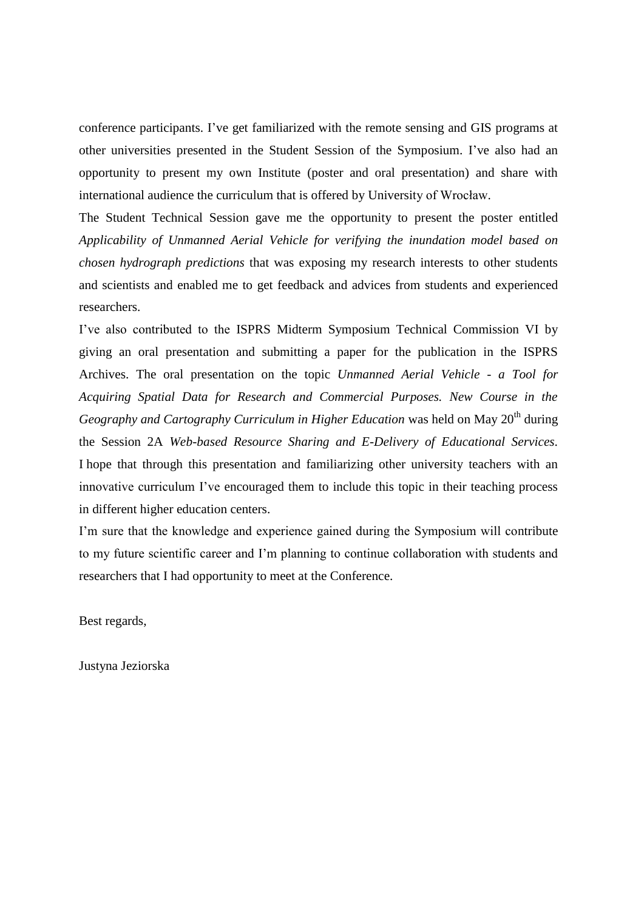conference participants. I've get familiarized with the remote sensing and GIS programs at other universities presented in the Student Session of the Symposium. I've also had an opportunity to present my own Institute (poster and oral presentation) and share with international audience the curriculum that is offered by University of Wrocław.

The Student Technical Session gave me the opportunity to present the poster entitled *Applicability of Unmanned Aerial Vehicle for verifying the inundation model based on chosen hydrograph predictions* that was exposing my research interests to other students and scientists and enabled me to get feedback and advices from students and experienced researchers.

I've also contributed to the ISPRS Midterm Symposium Technical Commission VI by giving an oral presentation and submitting a paper for the publication in the ISPRS Archives. The oral presentation on the topic *Unmanned Aerial Vehicle - a Tool for Acquiring Spatial Data for Research and Commercial Purposes. New Course in the Geography and Cartography Curriculum in Higher Education* was held on May 20th during the Session 2A *Web-based Resource Sharing and E-Delivery of Educational Services*. I hope that through this presentation and familiarizing other university teachers with an innovative curriculum I've encouraged them to include this topic in their teaching process in different higher education centers.

I'm sure that the knowledge and experience gained during the Symposium will contribute to my future scientific career and I'm planning to continue collaboration with students and researchers that I had opportunity to meet at the Conference.

Best regards,

Justyna Jeziorska